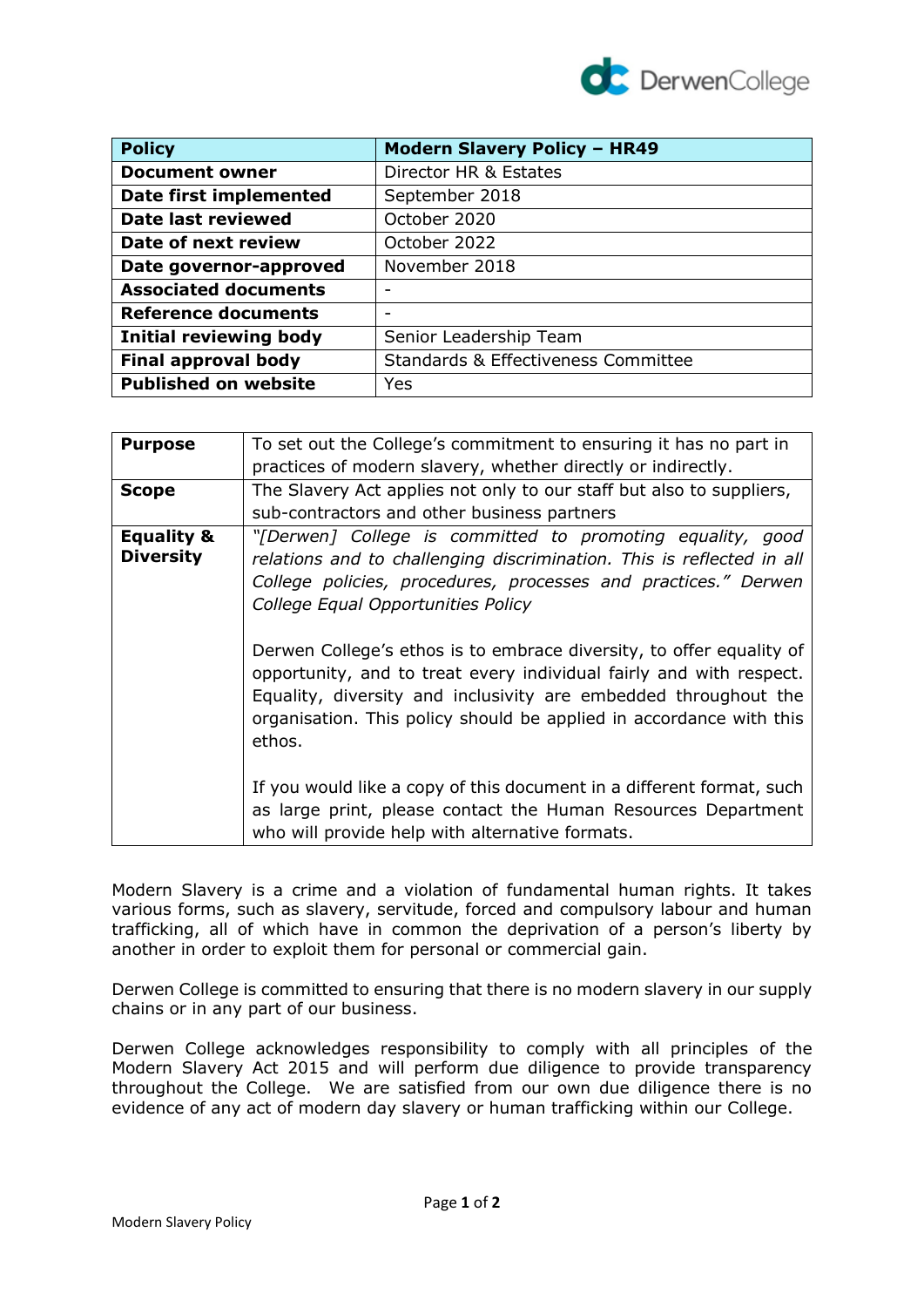| Policy | Modern Slavery Policy – HR49 |
| --- | --- |
| **Document owner** | Director HR & Estates |
| **Date first implemented** | September 2018 |
| **Date last reviewed** | October 2020 |
| **Date of next review** | October 2022 |
| **Date governor-approved** | November 2018 |
| **Associated documents** | - |
| **Reference documents** | - |
| **Initial reviewing body** | Senior Leadership Team |
| **Final approval body** | Standards & Effectiveness Committee |
| **Published on website** | Yes |

| | |
| --- | --- |
| **Purpose** | To set out the College's commitment to ensuring it has no part in practices of modern slavery, whether directly or indirectly. |
| **Scope** | The Slavery Act applies not only to our staff but also to suppliers, sub-contractors and other business partners |
| **Equality & Diversity** | *"[Derwen] College is committed to promoting equality, good relations and to challenging discrimination. This is reflected in all College policies, procedures, processes and practices." Derwen College Equal Opportunities Policy*<br><br>Derwen College's ethos is to embrace diversity, to offer equality of opportunity, and to treat every individual fairly and with respect. Equality, diversity and inclusivity are embedded throughout the organisation. This policy should be applied in accordance with this ethos.<br><br>If you would like a copy of this document in a different format, such as large print, please contact the Human Resources Department who will provide help with alternative formats. |

Modern Slavery is a crime and a violation of fundamental human rights. It takes various forms, such as slavery, servitude, forced and compulsory labour and human trafficking, all of which have in common the deprivation of a person's liberty by another in order to exploit them for personal or commercial gain.

Derwen College is committed to ensuring that there is no modern slavery in our supply chains or in any part of our business.

Derwen College acknowledges responsibility to comply with all principles of the Modern Slavery Act 2015 and will perform due diligence to provide transparency throughout the College. We are satisfied from our own due diligence there is no evidence of any act of modern day slavery or human trafficking within our College.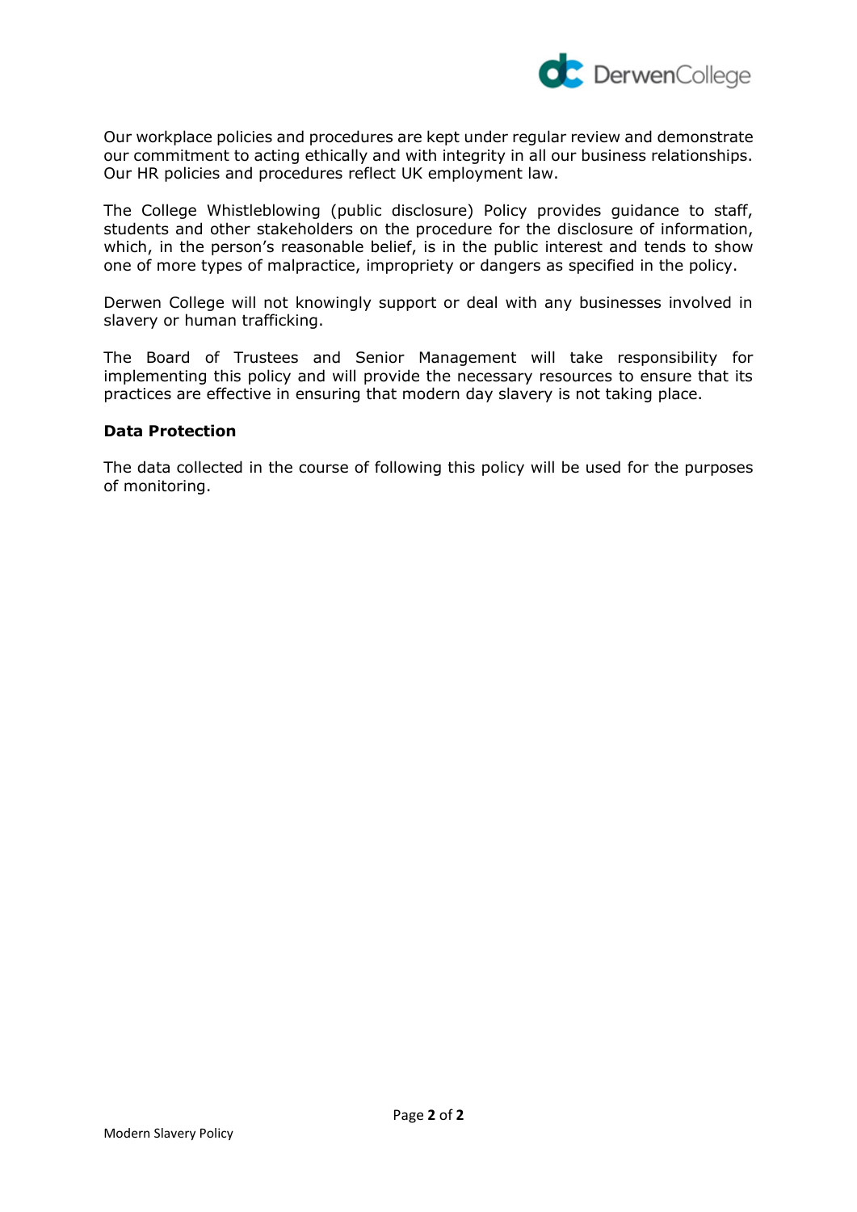Our workplace policies and procedures are kept under regular review and demonstrate our commitment to acting ethically and with integrity in all our business relationships. Our HR policies and procedures reflect UK employment law.

The College Whistleblowing (public disclosure) Policy provides guidance to staff, students and other stakeholders on the procedure for the disclosure of information, which, in the person's reasonable belief, is in the public interest and tends to show one of more types of malpractice, impropriety or dangers as specified in the policy.

Derwen College will not knowingly support or deal with any businesses involved in slavery or human trafficking.

The Board of Trustees and Senior Management will take responsibility for implementing this policy and will provide the necessary resources to ensure that its practices are effective in ensuring that modern day slavery is not taking place.

**Data Protection**

The data collected in the course of following this policy will be used for the purposes of monitoring.